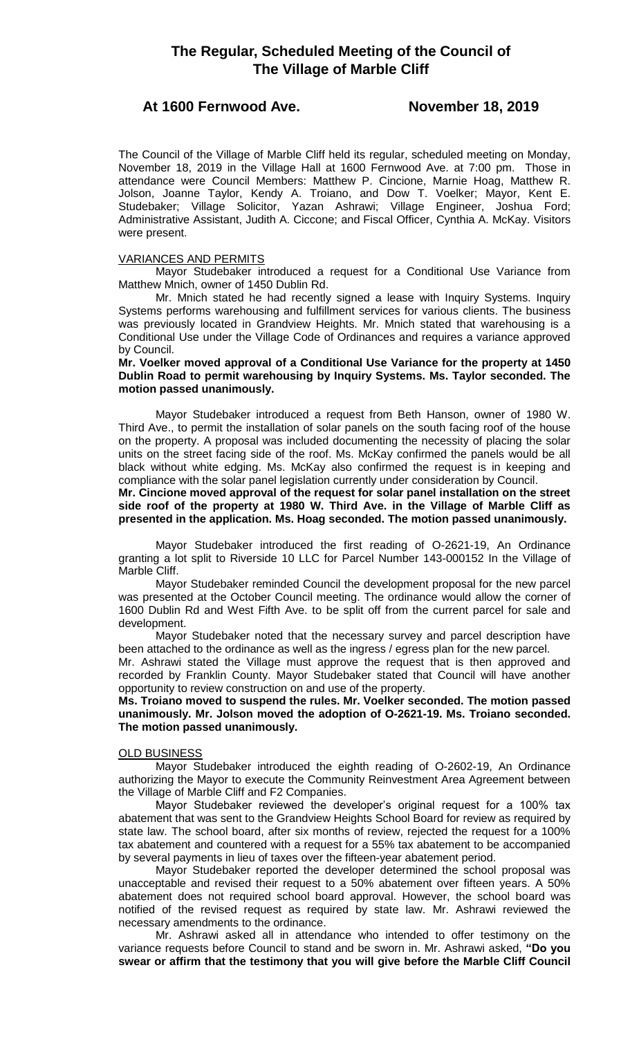# The Regular, Scheduled Meeting of the Council of The Village of Marble Cliff

## At 1600 Fernwood Ave. November 18, 2019

The Council of the Village of Marble Cliff held its regular, scheduled meeting on Monday, November 18, 2019 in the Village Hall at 1600 Fernwood Ave. at 7:00 pm. Those in attendance were Council Members: Matthew P. Cincione, Marnie Hoag, Matthew R. Jolson, Joanne Taylor, Kendy A. Troiano, and Dow T. Voelker; Mayor, Kent E. Studebaker; Village Solicitor, Yazan Ashrawi; Village Engineer, Joshua Ford; Administrative Assistant, Judith A. Ciccone; and Fiscal Officer, Cynthia A. McKay. Visitors were present.

VARIANCES AND PERMITS

Mayor Studebaker introduced a request for a Conditional Use Variance from Matthew Mnich, owner of 1450 Dublin Rd.

Mr. Mnich stated he had recently signed a lease with Inquiry Systems. Inquiry Systems performs warehousing and fulfillment services for various clients. The business was previously located in Grandview Heights. Mr. Mnich stated that warehousing is a Conditional Use under the Village Code of Ordinances and requires a variance approved by Council.

**Mr. Voelker moved approval of a Conditional Use Variance for the property at 1450 Dublin Road to permit warehousing by Inquiry Systems. Ms. Taylor seconded. The motion passed unanimously.**

Mayor Studebaker introduced a request from Beth Hanson, owner of 1980 W. Third Ave., to permit the installation of solar panels on the south facing roof of the house on the property. A proposal was included documenting the necessity of placing the solar units on the street facing side of the roof. Ms. McKay confirmed the panels would be all black without white edging. Ms. McKay also confirmed the request is in keeping and compliance with the solar panel legislation currently under consideration by Council.

**Mr. Cincione moved approval of the request for solar panel installation on the street side roof of the property at 1980 W. Third Ave. in the Village of Marble Cliff as presented in the application. Ms. Hoag seconded. The motion passed unanimously.**

Mayor Studebaker introduced the first reading of O-2621-19, An Ordinance granting a lot split to Riverside 10 LLC for Parcel Number 143-000152 In the Village of Marble Cliff.

Mayor Studebaker reminded Council the development proposal for the new parcel was presented at the October Council meeting. The ordinance would allow the corner of 1600 Dublin Rd and West Fifth Ave. to be split off from the current parcel for sale and development.

Mayor Studebaker noted that the necessary survey and parcel description have been attached to the ordinance as well as the ingress / egress plan for the new parcel.

Mr. Ashrawi stated the Village must approve the request that is then approved and recorded by Franklin County. Mayor Studebaker stated that Council will have another opportunity to review construction on and use of the property.

**Ms. Troiano moved to suspend the rules. Mr. Voelker seconded. The motion passed unanimously. Mr. Jolson moved the adoption of O-2621-19. Ms. Troiano seconded. The motion passed unanimously.**

OLD BUSINESS

Mayor Studebaker introduced the eighth reading of O-2602-19, An Ordinance authorizing the Mayor to execute the Community Reinvestment Area Agreement between the Village of Marble Cliff and F2 Companies.

Mayor Studebaker reviewed the developer's original request for a 100% tax abatement that was sent to the Grandview Heights School Board for review as required by state law. The school board, after six months of review, rejected the request for a 100% tax abatement and countered with a request for a 55% tax abatement to be accompanied by several payments in lieu of taxes over the fifteen-year abatement period.

Mayor Studebaker reported the developer determined the school proposal was unacceptable and revised their request to a 50% abatement over fifteen years. A 50% abatement does not required school board approval. However, the school board was notified of the revised request as required by state law. Mr. Ashrawi reviewed the necessary amendments to the ordinance.

Mr. Ashrawi asked all in attendance who intended to offer testimony on the variance requests before Council to stand and be sworn in. Mr. Ashrawi asked, **"Do you swear or affirm that the testimony that you will give before the Marble Cliff Council**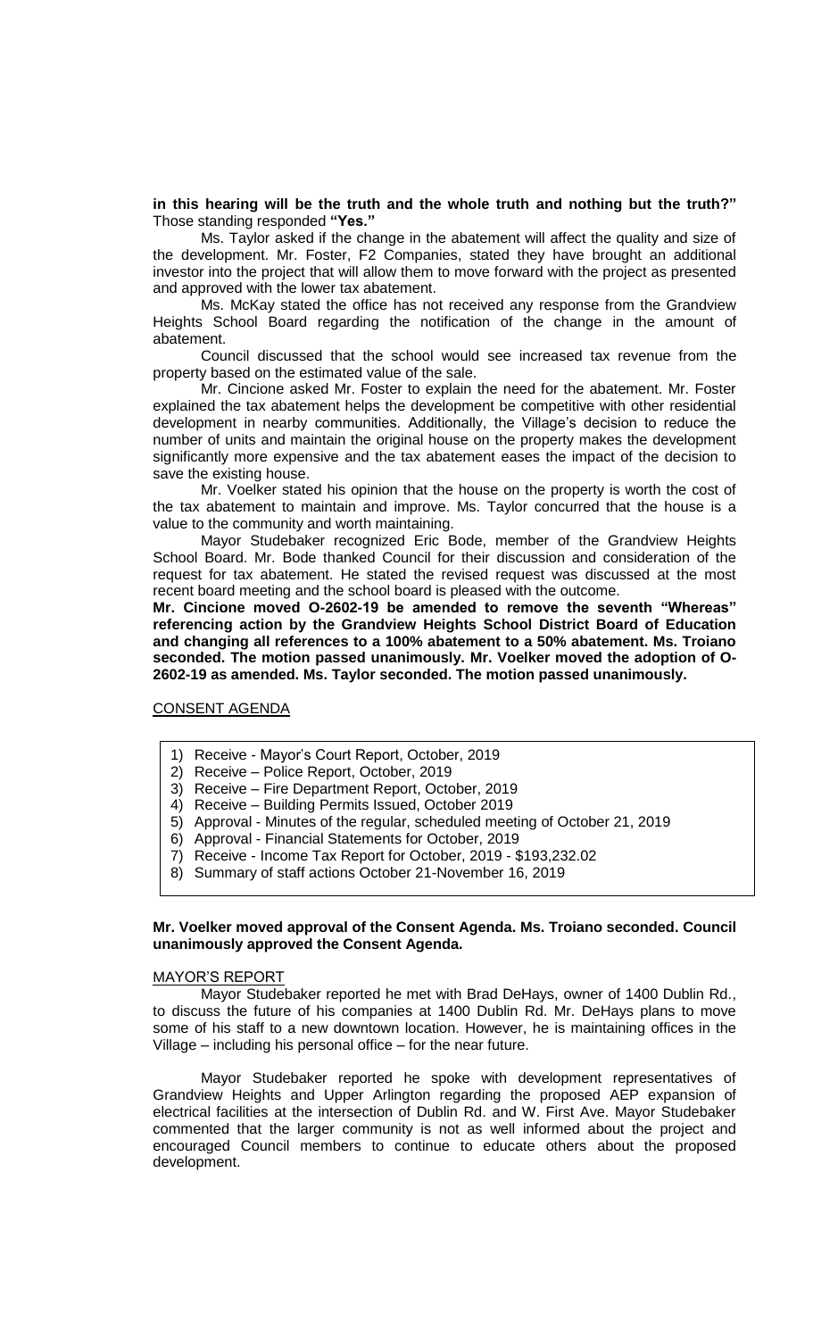**in this hearing will be the truth and the whole truth and nothing but the truth?"** Those standing responded **"Yes."**

Ms. Taylor asked if the change in the abatement will affect the quality and size of the development. Mr. Foster, F2 Companies, stated they have brought an additional investor into the project that will allow them to move forward with the project as presented and approved with the lower tax abatement.

Ms. McKay stated the office has not received any response from the Grandview Heights School Board regarding the notification of the change in the amount of abatement.

Council discussed that the school would see increased tax revenue from the property based on the estimated value of the sale.

Mr. Cincione asked Mr. Foster to explain the need for the abatement. Mr. Foster explained the tax abatement helps the development be competitive with other residential development in nearby communities. Additionally, the Village's decision to reduce the number of units and maintain the original house on the property makes the development significantly more expensive and the tax abatement eases the impact of the decision to save the existing house.

Mr. Voelker stated his opinion that the house on the property is worth the cost of the tax abatement to maintain and improve. Ms. Taylor concurred that the house is a value to the community and worth maintaining.

Mayor Studebaker recognized Eric Bode, member of the Grandview Heights School Board. Mr. Bode thanked Council for their discussion and consideration of the request for tax abatement. He stated the revised request was discussed at the most recent board meeting and the school board is pleased with the outcome.

**Mr. Cincione moved O-2602-19 be amended to remove the seventh "Whereas" referencing action by the Grandview Heights School District Board of Education and changing all references to a 100% abatement to a 50% abatement. Ms. Troiano seconded. The motion passed unanimously. Mr. Voelker moved the adoption of O-2602-19 as amended. Ms. Taylor seconded. The motion passed unanimously.**

## CONSENT AGENDA

1) Receive - Mayor's Court Report, October, 2019
2) Receive – Police Report, October, 2019
3) Receive – Fire Department Report, October, 2019
4) Receive – Building Permits Issued, October 2019
5) Approval - Minutes of the regular, scheduled meeting of October 21, 2019
6) Approval - Financial Statements for October, 2019
7) Receive - Income Tax Report for October, 2019 - $193,232.02
8) Summary of staff actions October 21-November 16, 2019

**Mr. Voelker moved approval of the Consent Agenda. Ms. Troiano seconded. Council unanimously approved the Consent Agenda.**

## MAYOR'S REPORT

Mayor Studebaker reported he met with Brad DeHays, owner of 1400 Dublin Rd., to discuss the future of his companies at 1400 Dublin Rd. Mr. DeHays plans to move some of his staff to a new downtown location. However, he is maintaining offices in the Village – including his personal office – for the near future.

Mayor Studebaker reported he spoke with development representatives of Grandview Heights and Upper Arlington regarding the proposed AEP expansion of electrical facilities at the intersection of Dublin Rd. and W. First Ave. Mayor Studebaker commented that the larger community is not as well informed about the project and encouraged Council members to continue to educate others about the proposed development.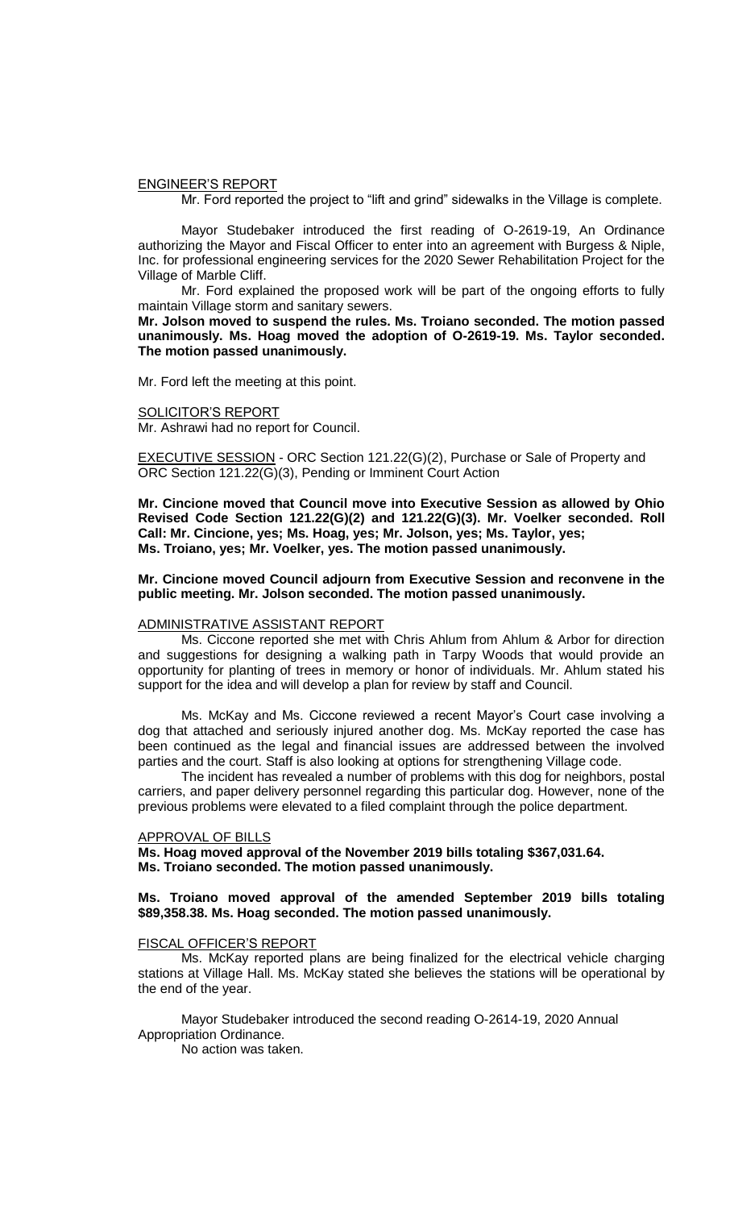ENGINEER'S REPORT

Mr. Ford reported the project to "lift and grind" sidewalks in the Village is complete.

Mayor Studebaker introduced the first reading of O-2619-19, An Ordinance authorizing the Mayor and Fiscal Officer to enter into an agreement with Burgess & Niple, Inc. for professional engineering services for the 2020 Sewer Rehabilitation Project for the Village of Marble Cliff.

Mr. Ford explained the proposed work will be part of the ongoing efforts to fully maintain Village storm and sanitary sewers.

**Mr. Jolson moved to suspend the rules. Ms. Troiano seconded. The motion passed unanimously. Ms. Hoag moved the adoption of O-2619-19. Ms. Taylor seconded. The motion passed unanimously.**

Mr. Ford left the meeting at this point.

SOLICITOR'S REPORT

Mr. Ashrawi had no report for Council.

EXECUTIVE SESSION - ORC Section 121.22(G)(2), Purchase or Sale of Property and ORC Section 121.22(G)(3), Pending or Imminent Court Action

**Mr. Cincione moved that Council move into Executive Session as allowed by Ohio Revised Code Section 121.22(G)(2) and 121.22(G)(3). Mr. Voelker seconded. Roll Call: Mr. Cincione, yes; Ms. Hoag, yes; Mr. Jolson, yes; Ms. Taylor, yes; Ms. Troiano, yes; Mr. Voelker, yes. The motion passed unanimously.**

**Mr. Cincione moved Council adjourn from Executive Session and reconvene in the public meeting. Mr. Jolson seconded. The motion passed unanimously.**

ADMINISTRATIVE ASSISTANT REPORT

Ms. Ciccone reported she met with Chris Ahlum from Ahlum & Arbor for direction and suggestions for designing a walking path in Tarpy Woods that would provide an opportunity for planting of trees in memory or honor of individuals. Mr. Ahlum stated his support for the idea and will develop a plan for review by staff and Council.

Ms. McKay and Ms. Ciccone reviewed a recent Mayor's Court case involving a dog that attached and seriously injured another dog. Ms. McKay reported the case has been continued as the legal and financial issues are addressed between the involved parties and the court. Staff is also looking at options for strengthening Village code.

The incident has revealed a number of problems with this dog for neighbors, postal carriers, and paper delivery personnel regarding this particular dog. However, none of the previous problems were elevated to a filed complaint through the police department.

APPROVAL OF BILLS

**Ms. Hoag moved approval of the November 2019 bills totaling $367,031.64. Ms. Troiano seconded. The motion passed unanimously.**

**Ms. Troiano moved approval of the amended September 2019 bills totaling $89,358.38. Ms. Hoag seconded. The motion passed unanimously.**

FISCAL OFFICER'S REPORT

Ms. McKay reported plans are being finalized for the electrical vehicle charging stations at Village Hall. Ms. McKay stated she believes the stations will be operational by the end of the year.

Mayor Studebaker introduced the second reading O-2614-19, 2020 Annual Appropriation Ordinance.

No action was taken.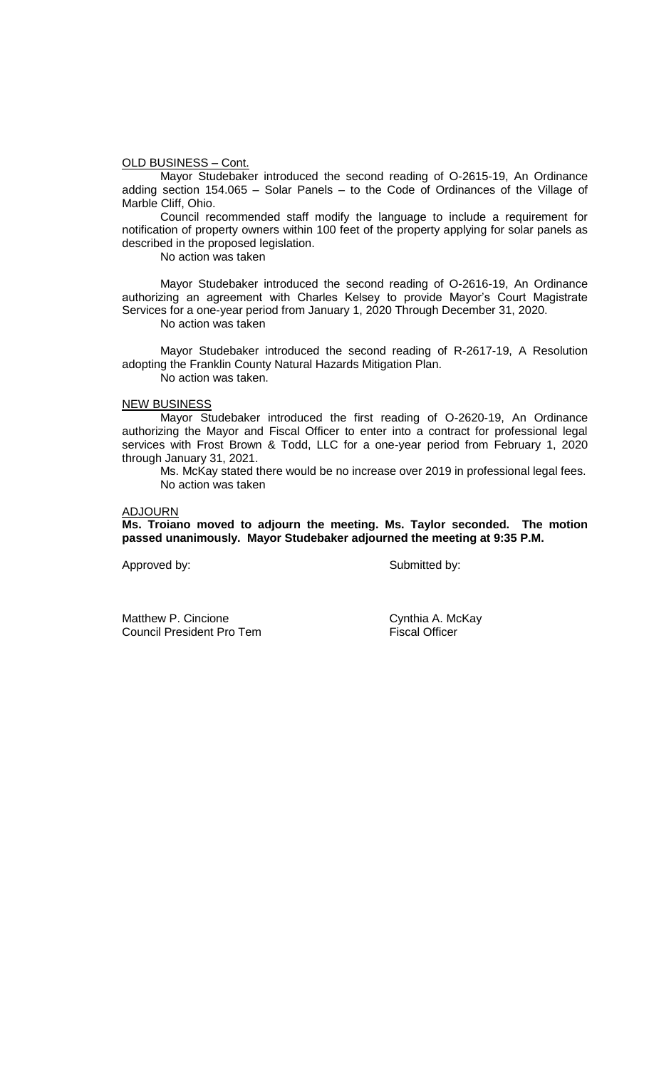OLD BUSINESS – Cont.

Mayor Studebaker introduced the second reading of O-2615-19, An Ordinance adding section 154.065 – Solar Panels – to the Code of Ordinances of the Village of Marble Cliff, Ohio.

Council recommended staff modify the language to include a requirement for notification of property owners within 100 feet of the property applying for solar panels as described in the proposed legislation.

No action was taken

Mayor Studebaker introduced the second reading of O-2616-19, An Ordinance authorizing an agreement with Charles Kelsey to provide Mayor's Court Magistrate Services for a one-year period from January 1, 2020 Through December 31, 2020.

No action was taken

Mayor Studebaker introduced the second reading of R-2617-19, A Resolution adopting the Franklin County Natural Hazards Mitigation Plan.

No action was taken.

NEW BUSINESS

Mayor Studebaker introduced the first reading of O-2620-19, An Ordinance authorizing the Mayor and Fiscal Officer to enter into a contract for professional legal services with Frost Brown & Todd, LLC for a one-year period from February 1, 2020 through January 31, 2021.

Ms. McKay stated there would be no increase over 2019 in professional legal fees.

No action was taken

ADJOURN

**Ms. Troiano moved to adjourn the meeting. Ms. Taylor seconded. The motion passed unanimously. Mayor Studebaker adjourned the meeting at 9:35 P.M.**

Approved by: Submitted by:

Matthew P. Cincione
Council President Pro Tem

Cynthia A. McKay
Fiscal Officer